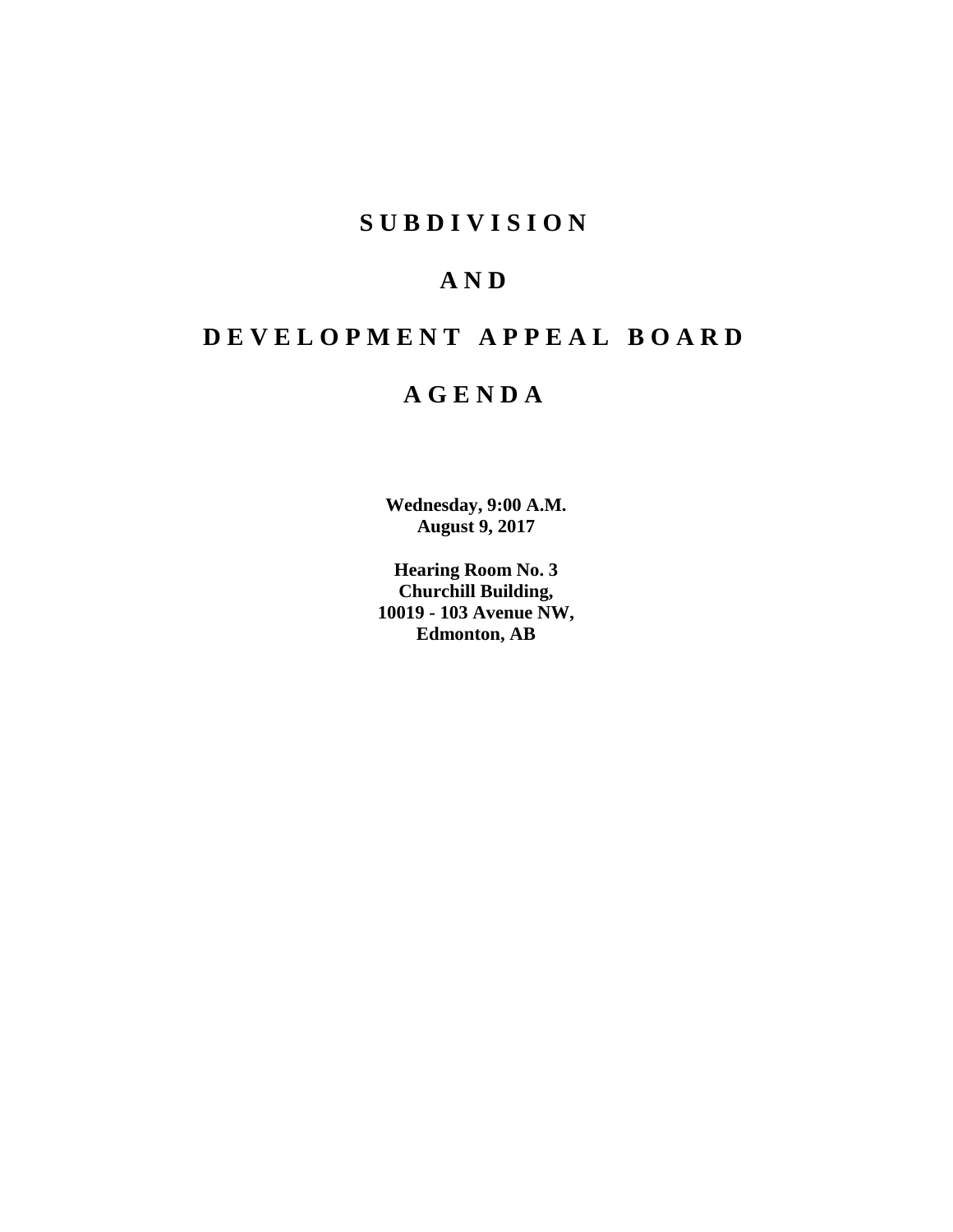# S U B D I V I S I O N

# A N D

# D E V E L O P M E N T   A P P E A L   B O A R D

# A G E N D A

**Wednesday, 9:00 A.M.**
**August 9, 2017**

**Hearing Room No. 3**
**Churchill Building,**
**10019 - 103 Avenue NW,**
**Edmonton, AB**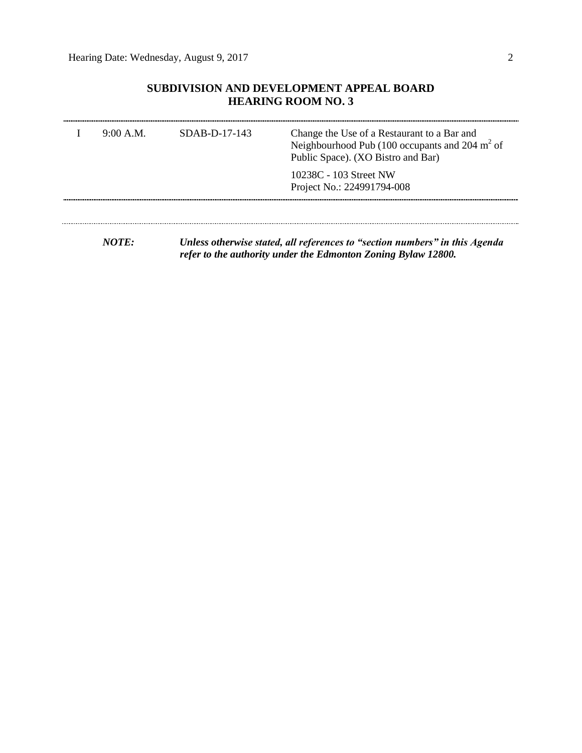## SUBDIVISION AND DEVELOPMENT APPEAL BOARD
## HEARING ROOM NO. 3

| | | | |
|---|---|---|---|
| I | 9:00 A.M. | SDAB-D-17-143 | Change the Use of a Restaurant to a Bar and Neighbourhood Pub (100 occupants and 204 $m^2$ of Public Space). (XO Bistro and Bar) |
| | | | 10238C - 103 Street NW<br>Project No.: 224991794-008 |

***NOTE:*** ***Unless otherwise stated, all references to "section numbers" in this Agenda refer to the authority under the Edmonton Zoning Bylaw 12800.***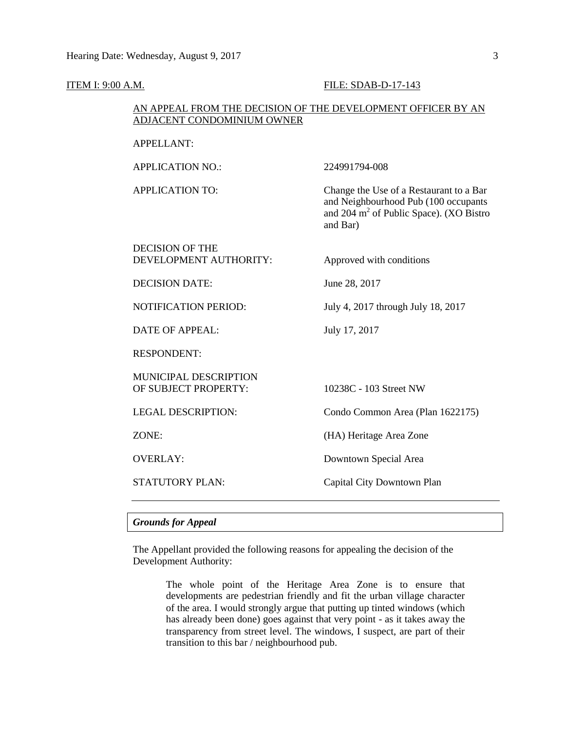ITEM I: 9:00 A.M. FILE: SDAB-D-17-143

AN APPEAL FROM THE DECISION OF THE DEVELOPMENT OFFICER BY AN ADJACENT CONDOMINIUM OWNER

| | |
|---|---|
| APPELLANT: | |
| APPLICATION NO.: | 224991794-008 |
| APPLICATION TO: | Change the Use of a Restaurant to a Bar and Neighbourhood Pub (100 occupants and 204 $m^2$ of Public Space). (XO Bistro and Bar) |
| DECISION OF THE DEVELOPMENT AUTHORITY: | Approved with conditions |
| DECISION DATE: | June 28, 2017 |
| NOTIFICATION PERIOD: | July 4, 2017 through July 18, 2017 |
| DATE OF APPEAL: | July 17, 2017 |
| RESPONDENT: | |
| MUNICIPAL DESCRIPTION OF SUBJECT PROPERTY: | 10238C - 103 Street NW |
| LEGAL DESCRIPTION: | Condo Common Area (Plan 1622175) |
| ZONE: | (HA) Heritage Area Zone |
| OVERLAY: | Downtown Special Area |
| STATUTORY PLAN: | Capital City Downtown Plan |

---

***Grounds for Appeal***

The Appellant provided the following reasons for appealing the decision of the Development Authority:

> The whole point of the Heritage Area Zone is to ensure that developments are pedestrian friendly and fit the urban village character of the area. I would strongly argue that putting up tinted windows (which has already been done) goes against that very point - as it takes away the transparency from street level. The windows, I suspect, are part of their transition to this bar / neighbourhood pub.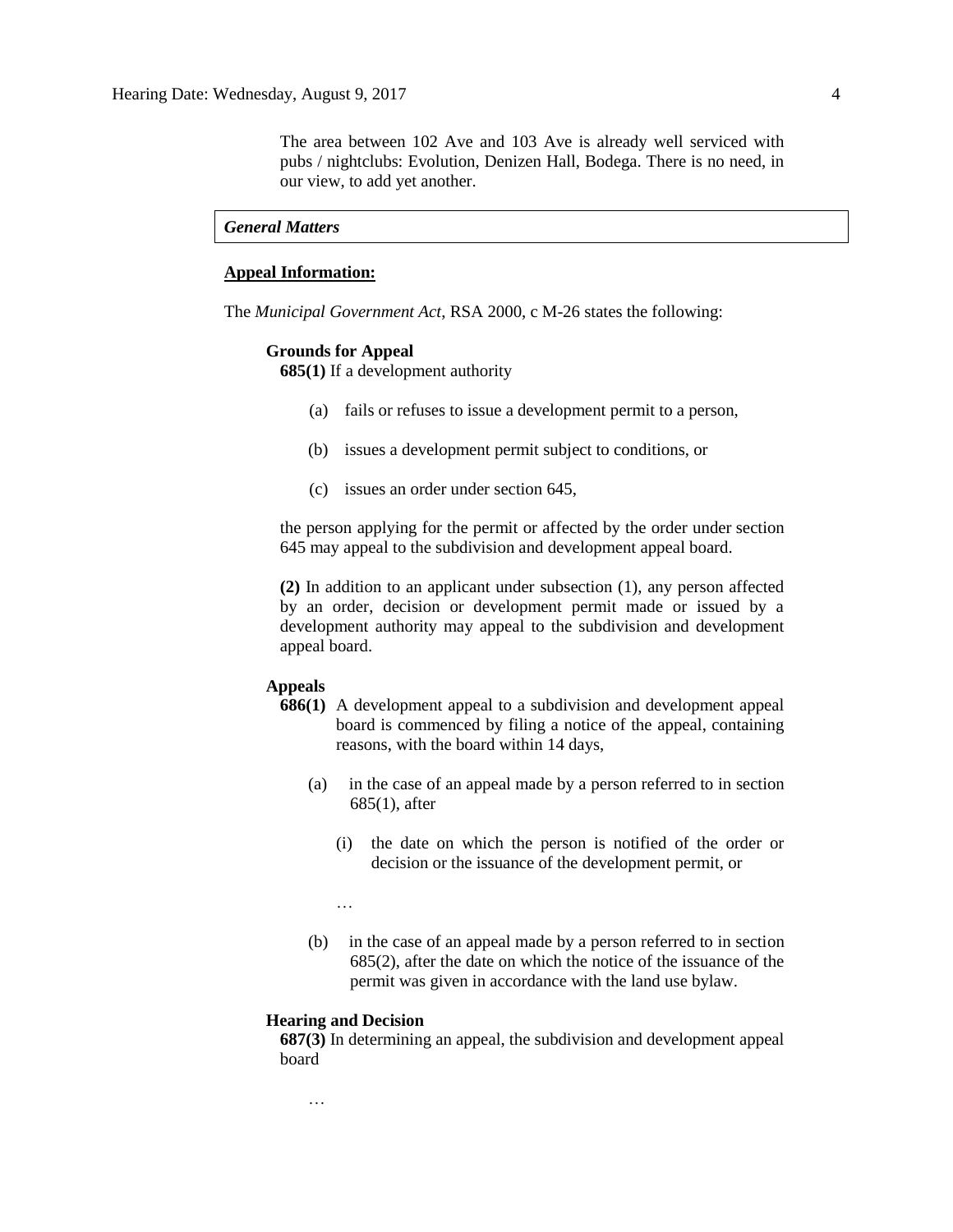The area between 102 Ave and 103 Ave is already well serviced with pubs / nightclubs: Evolution, Denizen Hall, Bodega. There is no need, in our view, to add yet another.

***General Matters***

**Appeal Information:**

The *Municipal Government Act*, RSA 2000, c M-26 states the following:

**Grounds for Appeal**

**685(1)** If a development authority

(a) fails or refuses to issue a development permit to a person,

(b) issues a development permit subject to conditions, or

(c) issues an order under section 645,

the person applying for the permit or affected by the order under section 645 may appeal to the subdivision and development appeal board.

**(2)** In addition to an applicant under subsection (1), any person affected by an order, decision or development permit made or issued by a development authority may appeal to the subdivision and development appeal board.

**Appeals**

**686(1)** A development appeal to a subdivision and development appeal board is commenced by filing a notice of the appeal, containing reasons, with the board within 14 days,

(a) in the case of an appeal made by a person referred to in section 685(1), after

(i) the date on which the person is notified of the order or decision or the issuance of the development permit, or

…

(b) in the case of an appeal made by a person referred to in section 685(2), after the date on which the notice of the issuance of the permit was given in accordance with the land use bylaw.

**Hearing and Decision**

**687(3)** In determining an appeal, the subdivision and development appeal board

…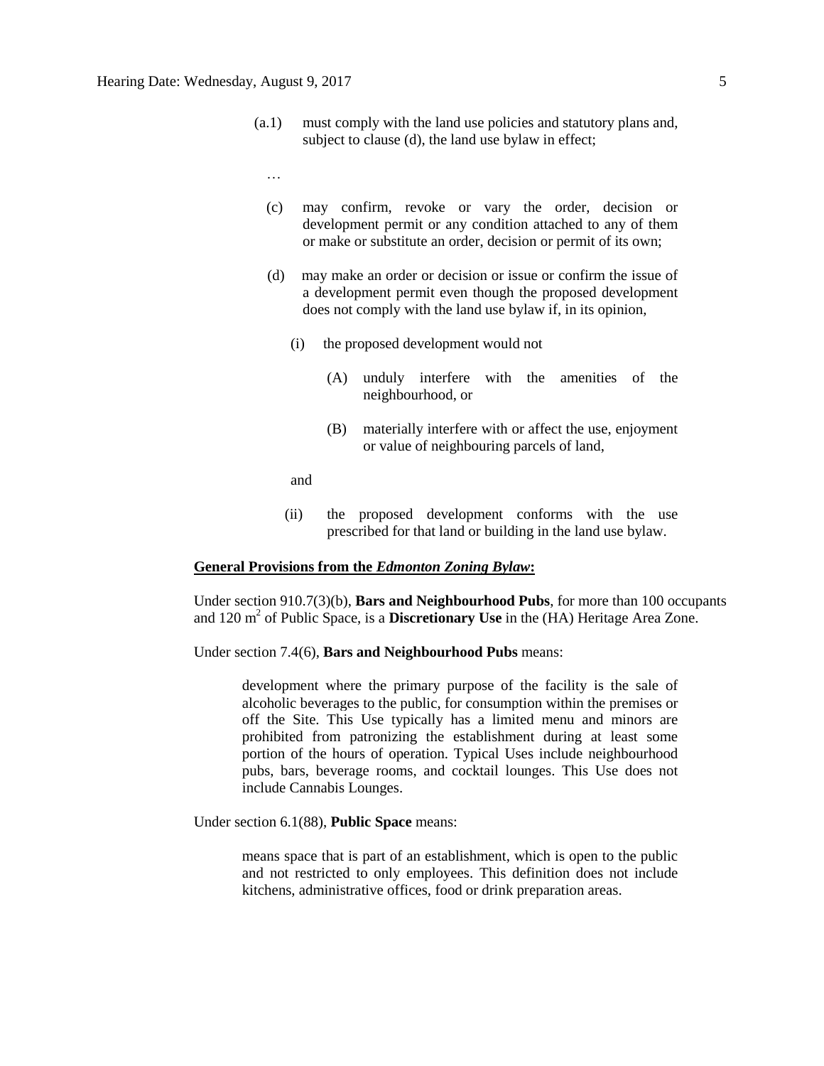(a.1) must comply with the land use policies and statutory plans and, subject to clause (d), the land use bylaw in effect;

…

(c) may confirm, revoke or vary the order, decision or development permit or any condition attached to any of them or make or substitute an order, decision or permit of its own;

(d) may make an order or decision or issue or confirm the issue of a development permit even though the proposed development does not comply with the land use bylaw if, in its opinion,

(i) the proposed development would not

(A) unduly interfere with the amenities of the neighbourhood, or

(B) materially interfere with or affect the use, enjoyment or value of neighbouring parcels of land,

and

(ii) the proposed development conforms with the use prescribed for that land or building in the land use bylaw.

**General Provisions from the *Edmonton Zoning Bylaw*:**

Under section 910.7(3)(b), **Bars and Neighbourhood Pubs**, for more than 100 occupants and 120 $m^2$ of Public Space, is a **Discretionary Use** in the (HA) Heritage Area Zone.

Under section 7.4(6), **Bars and Neighbourhood Pubs** means:

> development where the primary purpose of the facility is the sale of alcoholic beverages to the public, for consumption within the premises or off the Site. This Use typically has a limited menu and minors are prohibited from patronizing the establishment during at least some portion of the hours of operation. Typical Uses include neighbourhood pubs, bars, beverage rooms, and cocktail lounges. This Use does not include Cannabis Lounges.

Under section 6.1(88), **Public Space** means:

> means space that is part of an establishment, which is open to the public and not restricted to only employees. This definition does not include kitchens, administrative offices, food or drink preparation areas.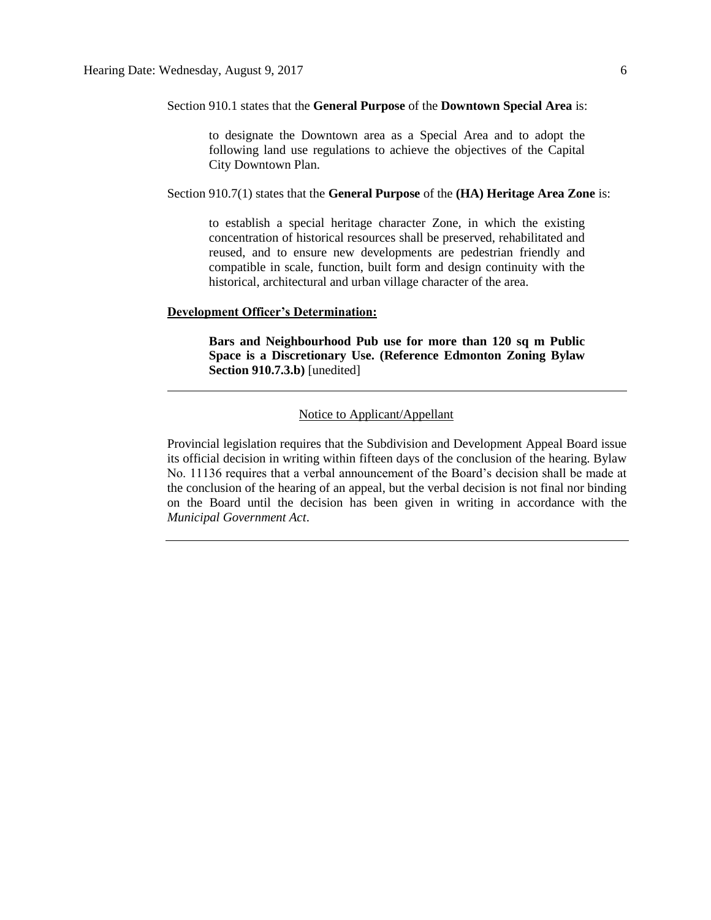Section 910.1 states that the **General Purpose** of the **Downtown Special Area** is:

> to designate the Downtown area as a Special Area and to adopt the following land use regulations to achieve the objectives of the Capital City Downtown Plan.

Section 910.7(1) states that the **General Purpose** of the **(HA) Heritage Area Zone** is:

> to establish a special heritage character Zone, in which the existing concentration of historical resources shall be preserved, rehabilitated and reused, and to ensure new developments are pedestrian friendly and compatible in scale, function, built form and design continuity with the historical, architectural and urban village character of the area.

**Development Officer's Determination:**

> **Bars and Neighbourhood Pub use for more than 120 sq m Public Space is a Discretionary Use. (Reference Edmonton Zoning Bylaw Section 910.7.3.b)** [unedited]

---

Notice to Applicant/Appellant

Provincial legislation requires that the Subdivision and Development Appeal Board issue its official decision in writing within fifteen days of the conclusion of the hearing. Bylaw No. 11136 requires that a verbal announcement of the Board's decision shall be made at the conclusion of the hearing of an appeal, but the verbal decision is not final nor binding on the Board until the decision has been given in writing in accordance with the *Municipal Government Act*.

---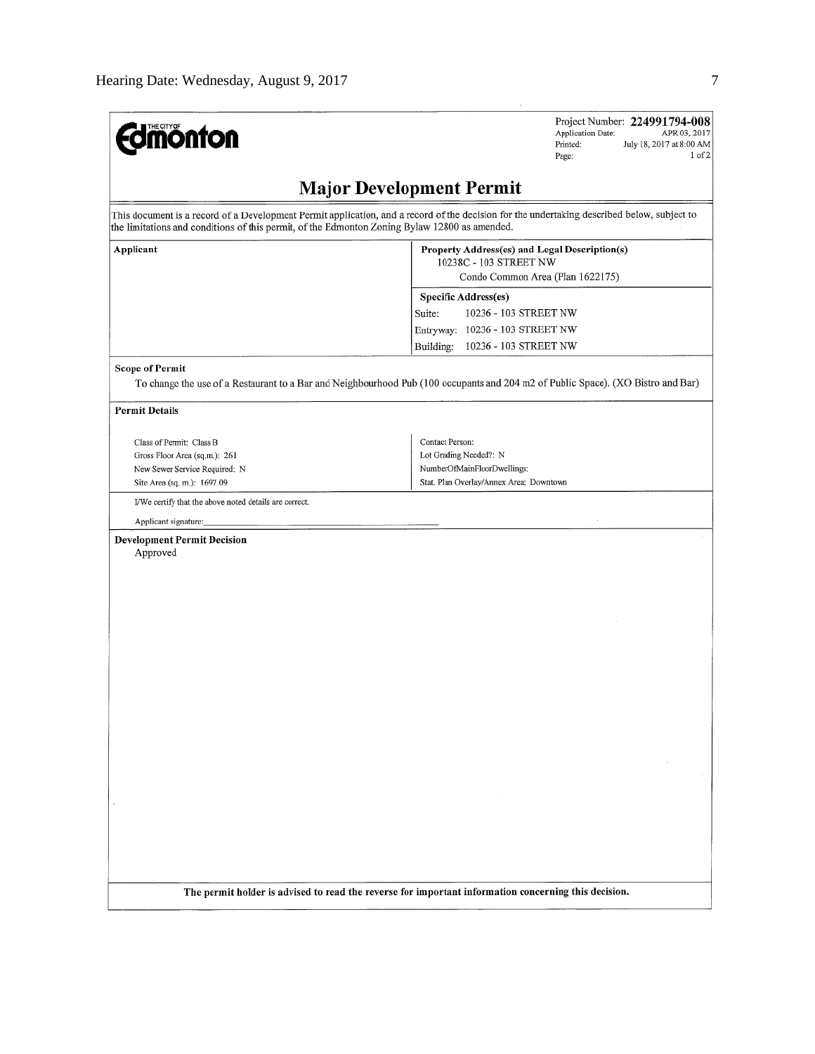**Edmonton** (THE CITY OF)

Project Number: **224991794-008**
Application Date: APR 03, 2017
Printed: July 18, 2017 at 8:00 AM
Page: 1 of 2

# Major Development Permit

This document is a record of a Development Permit application, and a record of the decision for the undertaking described below, subject to the limitations and conditions of this permit, of the Edmonton Zoning Bylaw 12800 as amended.

| **Applicant** | **Property Address(es) and Legal Description(s)** |
|---|---|
| | 10238C - 103 STREET NW |
| | Condo Common Area (Plan 1622175) |
| | **Specific Address(es)** |
| | Suite: 10236 - 103 STREET NW |
| | Entryway: 10236 - 103 STREET NW |
| | Building: 10236 - 103 STREET NW |

**Scope of Permit**

To change the use of a Restaurant to a Bar and Neighbourhood Pub (100 occupants and 204 m2 of Public Space). (XO Bistro and Bar)

**Permit Details**

| | |
|---|---|
| Class of Permit: Class B | Contact Person: |
| Gross Floor Area (sq.m.): 261 | Lot Grading Needed?: N |
| New Sewer Service Required: N | NumberOfMainFloorDwellings: |
| Site Area (sq. m.): 1697.09 | Stat. Plan Overlay/Annex Area: Downtown |

I/We certify that the above noted details are correct.

Applicant signature:_______________________________

**Development Permit Decision**

Approved

**The permit holder is advised to read the reverse for important information concerning this decision.**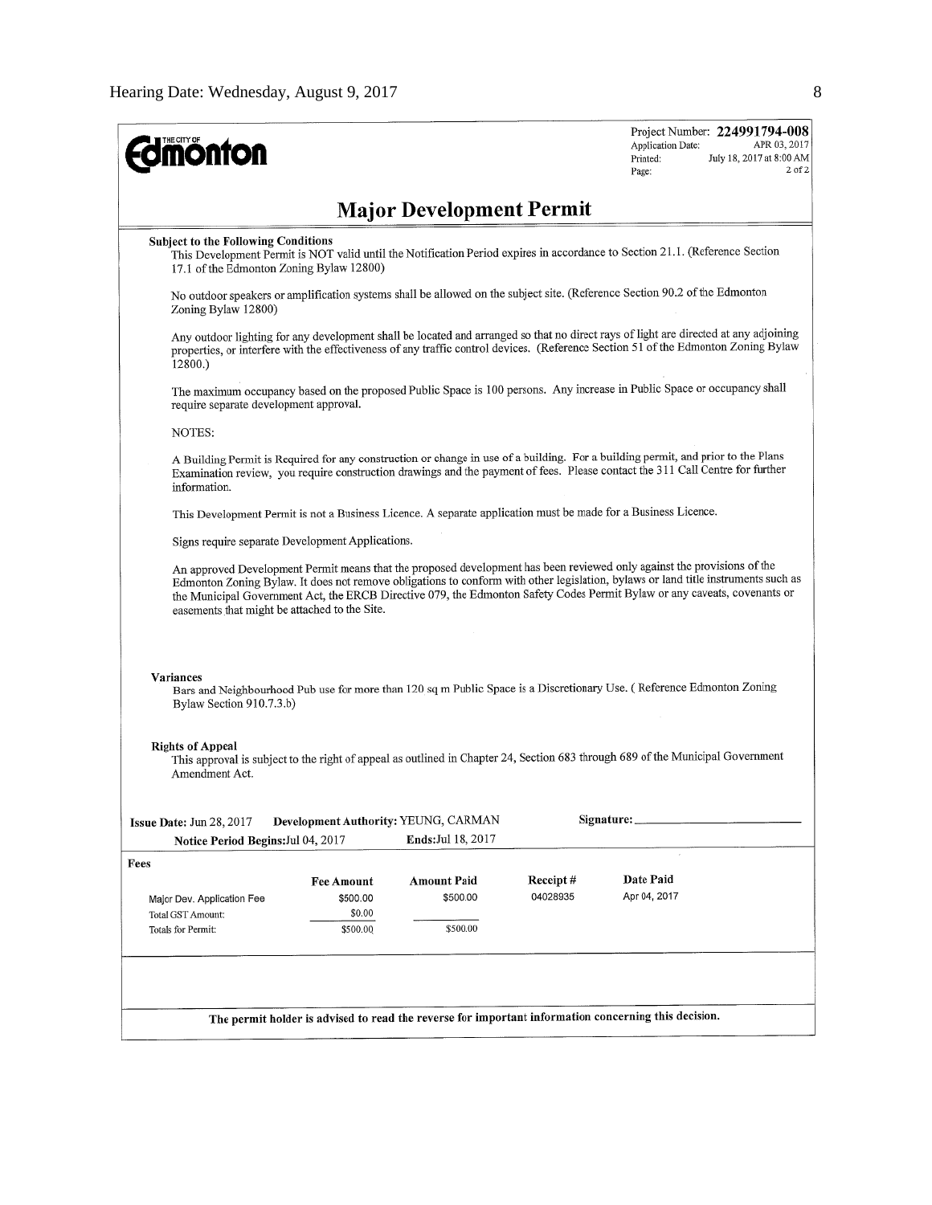**THE CITY OF Edmonton**

Project Number: **224991794-008**
Application Date: APR 03, 2017
Printed: July 18, 2017 at 8:00 AM
Page: 2 of 2

# Major Development Permit

**Subject to the Following Conditions**

This Development Permit is NOT valid until the Notification Period expires in accordance to Section 21.1. (Reference Section 17.1 of the Edmonton Zoning Bylaw 12800)

No outdoor speakers or amplification systems shall be allowed on the subject site. (Reference Section 90.2 of the Edmonton Zoning Bylaw 12800)

Any outdoor lighting for any development shall be located and arranged so that no direct rays of light are directed at any adjoining properties, or interfere with the effectiveness of any traffic control devices. (Reference Section 51 of the Edmonton Zoning Bylaw 12800.)

The maximum occupancy based on the proposed Public Space is 100 persons. Any increase in Public Space or occupancy shall require separate development approval.

NOTES:

A Building Permit is Required for any construction or change in use of a building. For a building permit, and prior to the Plans Examination review, you require construction drawings and the payment of fees. Please contact the 311 Call Centre for further information.

This Development Permit is not a Business Licence. A separate application must be made for a Business Licence.

Signs require separate Development Applications.

An approved Development Permit means that the proposed development has been reviewed only against the provisions of the Edmonton Zoning Bylaw. It does not remove obligations to conform with other legislation, bylaws or land title instruments such as the Municipal Government Act, the ERCB Directive 079, the Edmonton Safety Codes Permit Bylaw or any caveats, covenants or easements that might be attached to the Site.

**Variances**

Bars and Neighbourhood Pub use for more than 120 sq m Public Space is a Discretionary Use. ( Reference Edmonton Zoning Bylaw Section 910.7.3.b)

**Rights of Appeal**

This approval is subject to the right of appeal as outlined in Chapter 24, Section 683 through 689 of the Municipal Government Amendment Act.

**Issue Date:** Jun 28, 2017 **Development Authority:** YEUNG, CARMAN **Signature:** ____________________

**Notice Period Begins:** Jul 04, 2017 **Ends:** Jul 18, 2017

**Fees**

| | Fee Amount | Amount Paid | Receipt # | Date Paid |
|---|---|---|---|---|
| Major Dev. Application Fee | $500.00 | $500.00 | 04028935 | Apr 04, 2017 |
| Total GST Amount: | $0.00 | | | |
| Totals for Permit: | $500.00 | $500.00 | | |

**The permit holder is advised to read the reverse for important information concerning this decision.**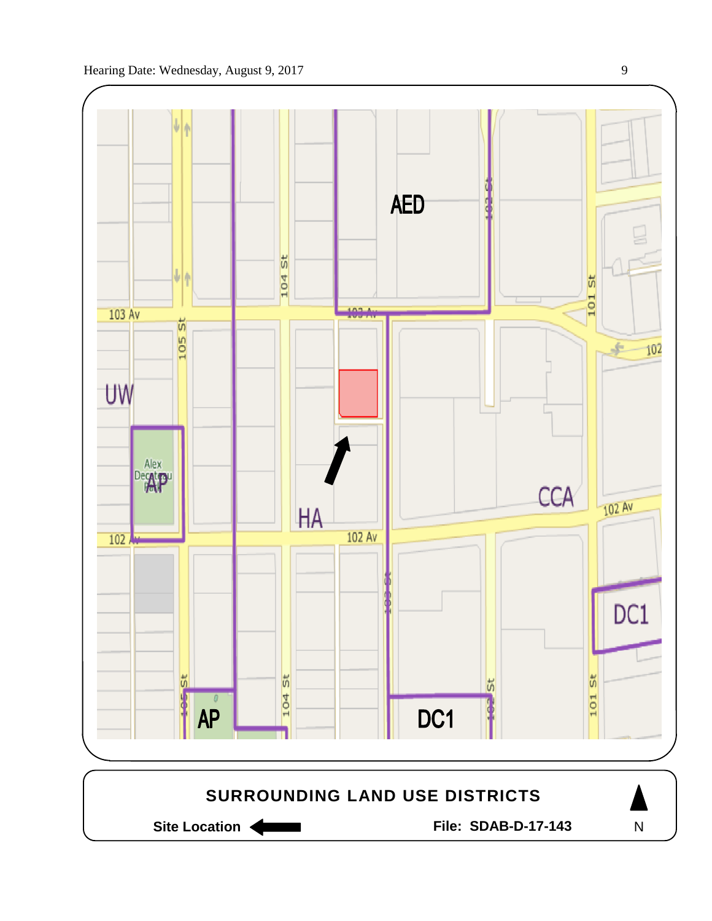AED

103 Av

104 St

105 St

102 St

101 St

102

UW

Alex Decoteau Park

AP

HA

CCA

102 Av

102 Av

102 Av

103 St

DC1

105 St

104 St

102 St

101 St

AP

DC1

**SURROUNDING LAND USE DISTRICTS**

**Site Location** ⬅

**File: SDAB-D-17-143**

N